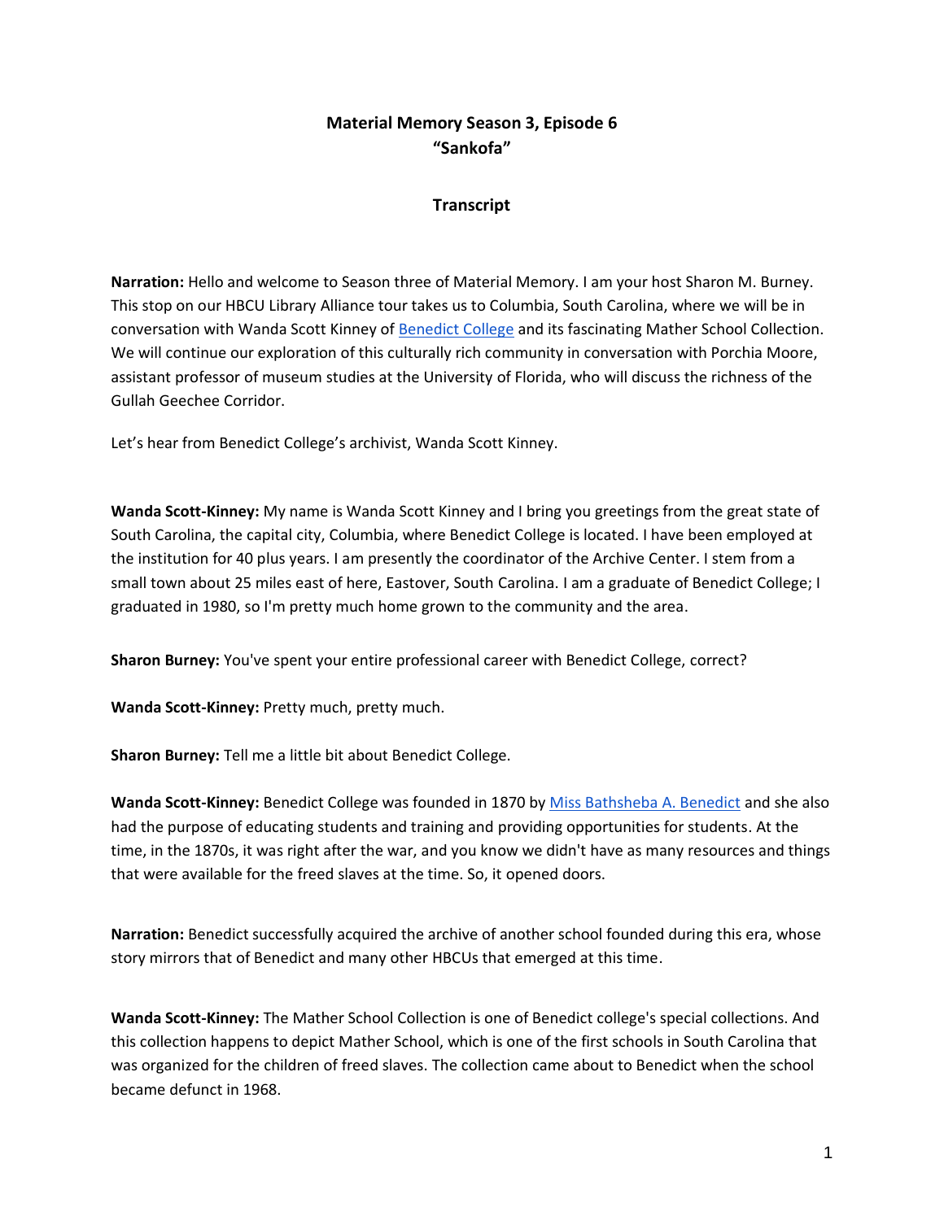# Material Memory Season 3, Episode 6
## "Sankofa"

### Transcript

**Narration:** Hello and welcome to Season three of Material Memory. I am your host Sharon M. Burney. This stop on our HBCU Library Alliance tour takes us to Columbia, South Carolina, where we will be in conversation with Wanda Scott Kinney of Benedict College and its fascinating Mather School Collection. We will continue our exploration of this culturally rich community in conversation with Porchia Moore, assistant professor of museum studies at the University of Florida, who will discuss the richness of the Gullah Geechee Corridor.

Let's hear from Benedict College's archivist, Wanda Scott Kinney.

**Wanda Scott-Kinney:** My name is Wanda Scott Kinney and I bring you greetings from the great state of South Carolina, the capital city, Columbia, where Benedict College is located. I have been employed at the institution for 40 plus years. I am presently the coordinator of the Archive Center. I stem from a small town about 25 miles east of here, Eastover, South Carolina. I am a graduate of Benedict College; I graduated in 1980, so I'm pretty much home grown to the community and the area.

**Sharon Burney:** You've spent your entire professional career with Benedict College, correct?

**Wanda Scott-Kinney:** Pretty much, pretty much.

**Sharon Burney:** Tell me a little bit about Benedict College.

**Wanda Scott-Kinney:** Benedict College was founded in 1870 by Miss Bathsheba A. Benedict and she also had the purpose of educating students and training and providing opportunities for students. At the time, in the 1870s, it was right after the war, and you know we didn't have as many resources and things that were available for the freed slaves at the time. So, it opened doors.

**Narration:** Benedict successfully acquired the archive of another school founded during this era, whose story mirrors that of Benedict and many other HBCUs that emerged at this time.

**Wanda Scott-Kinney:** The Mather School Collection is one of Benedict college's special collections. And this collection happens to depict Mather School, which is one of the first schools in South Carolina that was organized for the children of freed slaves. The collection came about to Benedict when the school became defunct in 1968.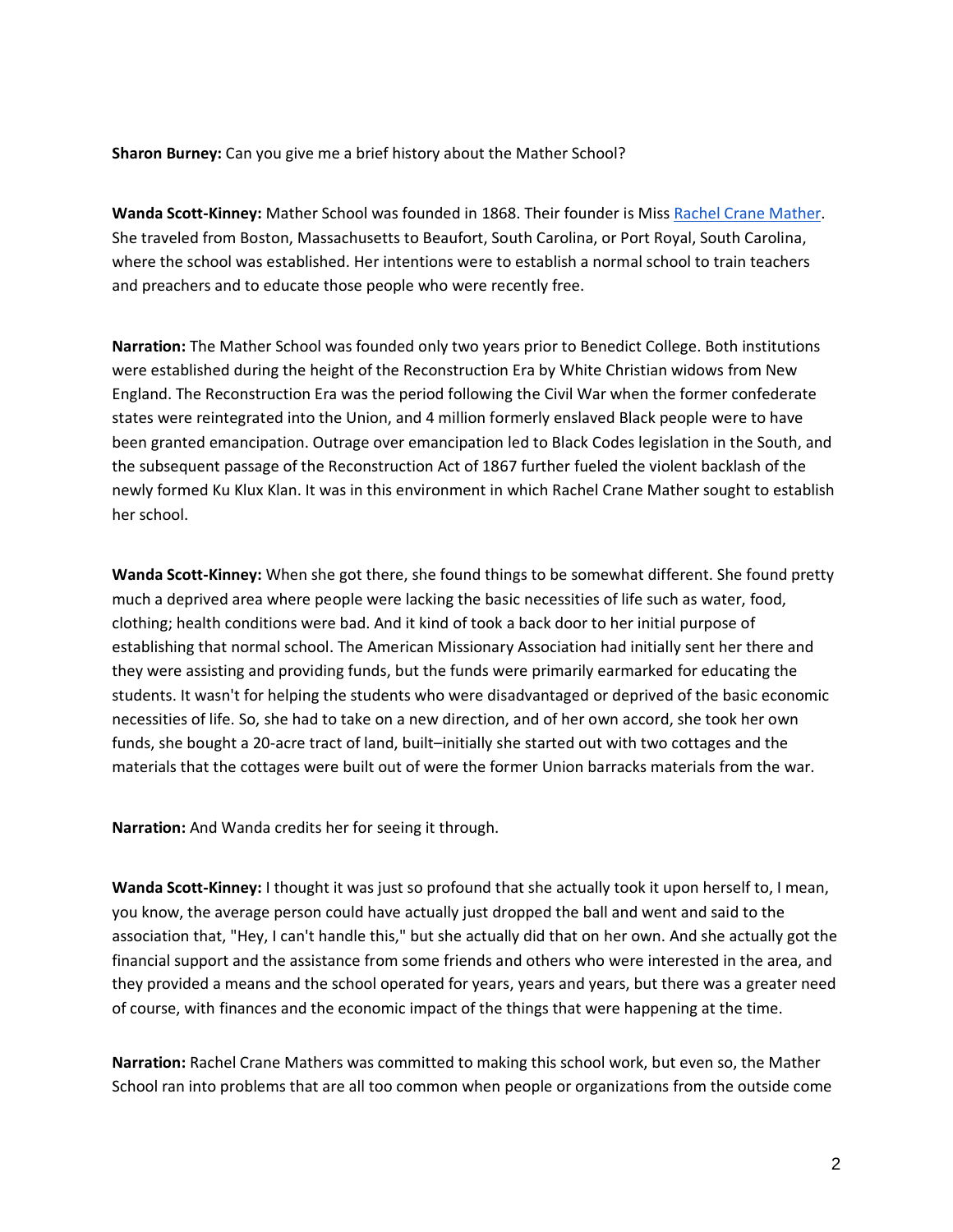**Sharon Burney:** Can you give me a brief history about the Mather School?

**Wanda Scott-Kinney:** Mather School was founded in 1868. Their founder is Miss [Rachel Crane Mather](). She traveled from Boston, Massachusetts to Beaufort, South Carolina, or Port Royal, South Carolina, where the school was established. Her intentions were to establish a normal school to train teachers and preachers and to educate those people who were recently free.

**Narration:** The Mather School was founded only two years prior to Benedict College. Both institutions were established during the height of the Reconstruction Era by White Christian widows from New England. The Reconstruction Era was the period following the Civil War when the former confederate states were reintegrated into the Union, and 4 million formerly enslaved Black people were to have been granted emancipation. Outrage over emancipation led to Black Codes legislation in the South, and the subsequent passage of the Reconstruction Act of 1867 further fueled the violent backlash of the newly formed Ku Klux Klan. It was in this environment in which Rachel Crane Mather sought to establish her school.

**Wanda Scott-Kinney:** When she got there, she found things to be somewhat different. She found pretty much a deprived area where people were lacking the basic necessities of life such as water, food, clothing; health conditions were bad. And it kind of took a back door to her initial purpose of establishing that normal school. The American Missionary Association had initially sent her there and they were assisting and providing funds, but the funds were primarily earmarked for educating the students. It wasn't for helping the students who were disadvantaged or deprived of the basic economic necessities of life. So, she had to take on a new direction, and of her own accord, she took her own funds, she bought a 20-acre tract of land, built–initially she started out with two cottages and the materials that the cottages were built out of were the former Union barracks materials from the war.

**Narration:** And Wanda credits her for seeing it through.

**Wanda Scott-Kinney:** I thought it was just so profound that she actually took it upon herself to, I mean, you know, the average person could have actually just dropped the ball and went and said to the association that, "Hey, I can't handle this," but she actually did that on her own. And she actually got the financial support and the assistance from some friends and others who were interested in the area, and they provided a means and the school operated for years, years and years, but there was a greater need of course, with finances and the economic impact of the things that were happening at the time.

**Narration:** Rachel Crane Mathers was committed to making this school work, but even so, the Mather School ran into problems that are all too common when people or organizations from the outside come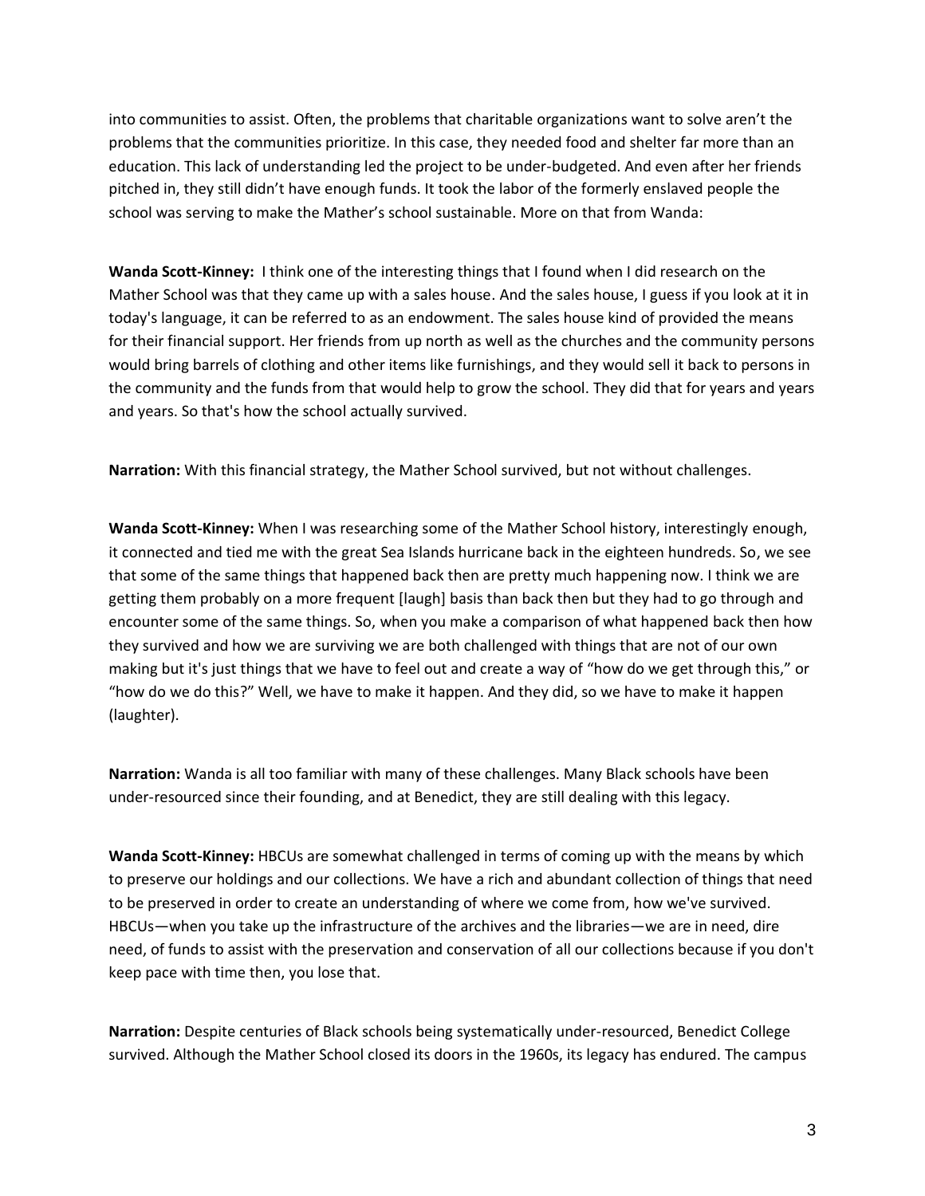into communities to assist. Often, the problems that charitable organizations want to solve aren't the problems that the communities prioritize. In this case, they needed food and shelter far more than an education. This lack of understanding led the project to be under-budgeted. And even after her friends pitched in, they still didn't have enough funds. It took the labor of the formerly enslaved people the school was serving to make the Mather's school sustainable. More on that from Wanda:

**Wanda Scott-Kinney:** I think one of the interesting things that I found when I did research on the Mather School was that they came up with a sales house. And the sales house, I guess if you look at it in today's language, it can be referred to as an endowment. The sales house kind of provided the means for their financial support. Her friends from up north as well as the churches and the community persons would bring barrels of clothing and other items like furnishings, and they would sell it back to persons in the community and the funds from that would help to grow the school. They did that for years and years and years. So that's how the school actually survived.

**Narration:** With this financial strategy, the Mather School survived, but not without challenges.

**Wanda Scott-Kinney:** When I was researching some of the Mather School history, interestingly enough, it connected and tied me with the great Sea Islands hurricane back in the eighteen hundreds. So, we see that some of the same things that happened back then are pretty much happening now. I think we are getting them probably on a more frequent [laugh] basis than back then but they had to go through and encounter some of the same things. So, when you make a comparison of what happened back then how they survived and how we are surviving we are both challenged with things that are not of our own making but it's just things that we have to feel out and create a way of "how do we get through this," or "how do we do this?" Well, we have to make it happen. And they did, so we have to make it happen (laughter).

**Narration:** Wanda is all too familiar with many of these challenges. Many Black schools have been under-resourced since their founding, and at Benedict, they are still dealing with this legacy.

**Wanda Scott-Kinney:** HBCUs are somewhat challenged in terms of coming up with the means by which to preserve our holdings and our collections. We have a rich and abundant collection of things that need to be preserved in order to create an understanding of where we come from, how we've survived. HBCUs—when you take up the infrastructure of the archives and the libraries—we are in need, dire need, of funds to assist with the preservation and conservation of all our collections because if you don't keep pace with time then, you lose that.

**Narration:** Despite centuries of Black schools being systematically under-resourced, Benedict College survived. Although the Mather School closed its doors in the 1960s, its legacy has endured. The campus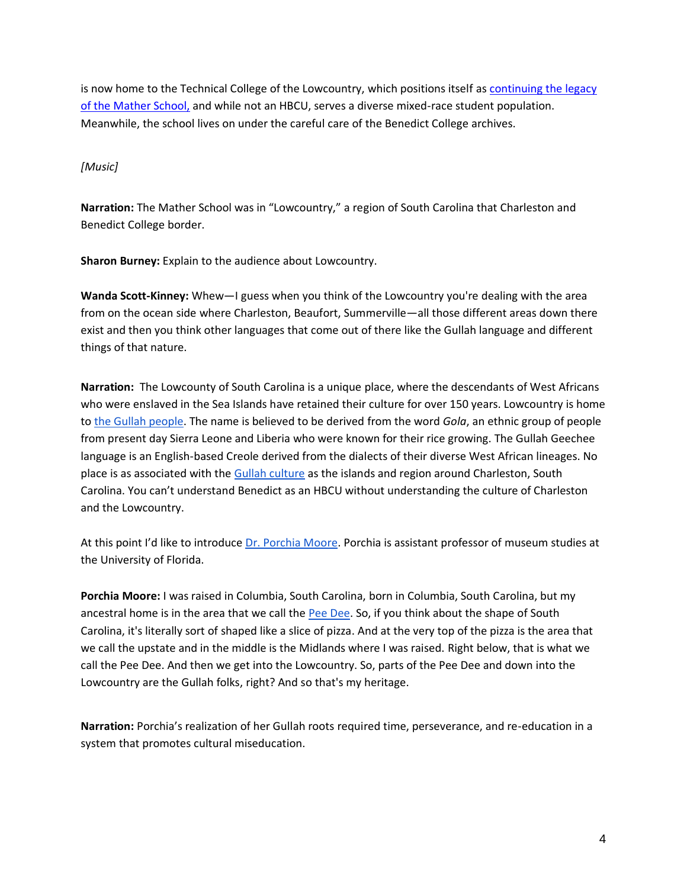is now home to the Technical College of the Lowcountry, which positions itself as continuing the legacy of the Mather School, and while not an HBCU, serves a diverse mixed-race student population. Meanwhile, the school lives on under the careful care of the Benedict College archives.

*[Music]*

**Narration:** The Mather School was in "Lowcountry," a region of South Carolina that Charleston and Benedict College border.

**Sharon Burney:** Explain to the audience about Lowcountry.

**Wanda Scott-Kinney:** Whew—I guess when you think of the Lowcountry you're dealing with the area from on the ocean side where Charleston, Beaufort, Summerville—all those different areas down there exist and then you think other languages that come out of there like the Gullah language and different things of that nature.

**Narration:** The Lowcounty of South Carolina is a unique place, where the descendants of West Africans who were enslaved in the Sea Islands have retained their culture for over 150 years. Lowcountry is home to the Gullah people. The name is believed to be derived from the word *Gola*, an ethnic group of people from present day Sierra Leone and Liberia who were known for their rice growing. The Gullah Geechee language is an English-based Creole derived from the dialects of their diverse West African lineages. No place is as associated with the Gullah culture as the islands and region around Charleston, South Carolina. You can't understand Benedict as an HBCU without understanding the culture of Charleston and the Lowcountry.

At this point I'd like to introduce Dr. Porchia Moore. Porchia is assistant professor of museum studies at the University of Florida.

**Porchia Moore:** I was raised in Columbia, South Carolina, born in Columbia, South Carolina, but my ancestral home is in the area that we call the Pee Dee. So, if you think about the shape of South Carolina, it's literally sort of shaped like a slice of pizza. And at the very top of the pizza is the area that we call the upstate and in the middle is the Midlands where I was raised. Right below, that is what we call the Pee Dee. And then we get into the Lowcountry. So, parts of the Pee Dee and down into the Lowcountry are the Gullah folks, right? And so that's my heritage.

**Narration:** Porchia's realization of her Gullah roots required time, perseverance, and re-education in a system that promotes cultural miseducation.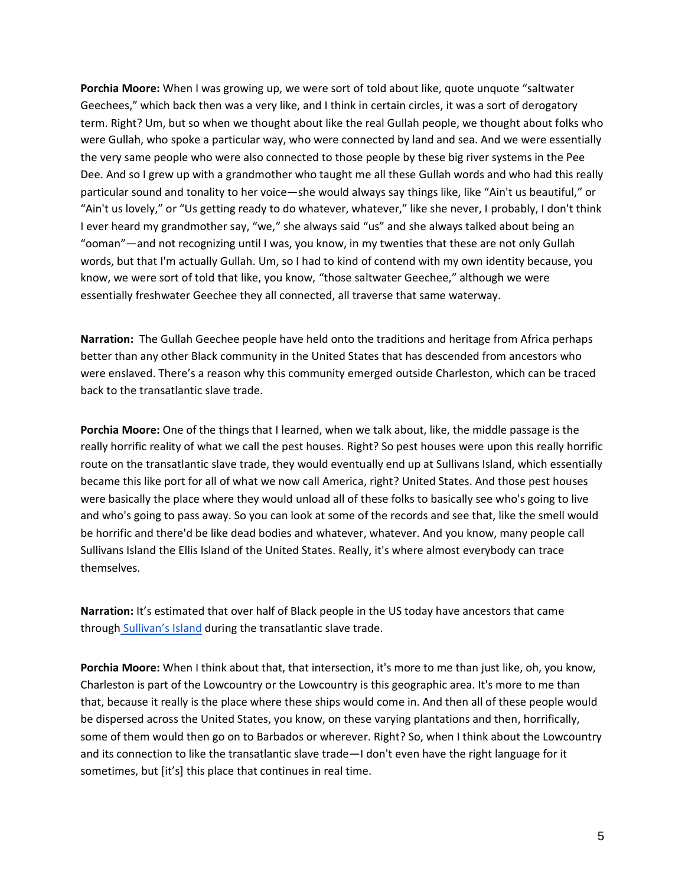**Porchia Moore:** When I was growing up, we were sort of told about like, quote unquote "saltwater Geechees," which back then was a very like, and I think in certain circles, it was a sort of derogatory term. Right? Um, but so when we thought about like the real Gullah people, we thought about folks who were Gullah, who spoke a particular way, who were connected by land and sea. And we were essentially the very same people who were also connected to those people by these big river systems in the Pee Dee. And so I grew up with a grandmother who taught me all these Gullah words and who had this really particular sound and tonality to her voice—she would always say things like, like "Ain't us beautiful," or "Ain't us lovely," or "Us getting ready to do whatever, whatever," like she never, I probably, I don't think I ever heard my grandmother say, "we," she always said "us" and she always talked about being an "ooman"—and not recognizing until I was, you know, in my twenties that these are not only Gullah words, but that I'm actually Gullah. Um, so I had to kind of contend with my own identity because, you know, we were sort of told that like, you know, "those saltwater Geechee," although we were essentially freshwater Geechee they all connected, all traverse that same waterway.

**Narration:** The Gullah Geechee people have held onto the traditions and heritage from Africa perhaps better than any other Black community in the United States that has descended from ancestors who were enslaved. There's a reason why this community emerged outside Charleston, which can be traced back to the transatlantic slave trade.

**Porchia Moore:** One of the things that I learned, when we talk about, like, the middle passage is the really horrific reality of what we call the pest houses. Right? So pest houses were upon this really horrific route on the transatlantic slave trade, they would eventually end up at Sullivans Island, which essentially became this like port for all of what we now call America, right? United States. And those pest houses were basically the place where they would unload all of these folks to basically see who's going to live and who's going to pass away. So you can look at some of the records and see that, like the smell would be horrific and there'd be like dead bodies and whatever, whatever. And you know, many people call Sullivans Island the Ellis Island of the United States. Really, it's where almost everybody can trace themselves.

**Narration:** It's estimated that over half of Black people in the US today have ancestors that came through Sullivan's Island during the transatlantic slave trade.

**Porchia Moore:** When I think about that, that intersection, it's more to me than just like, oh, you know, Charleston is part of the Lowcountry or the Lowcountry is this geographic area. It's more to me than that, because it really is the place where these ships would come in. And then all of these people would be dispersed across the United States, you know, on these varying plantations and then, horrifically, some of them would then go on to Barbados or wherever. Right? So, when I think about the Lowcountry and its connection to like the transatlantic slave trade—I don't even have the right language for it sometimes, but [it's] this place that continues in real time.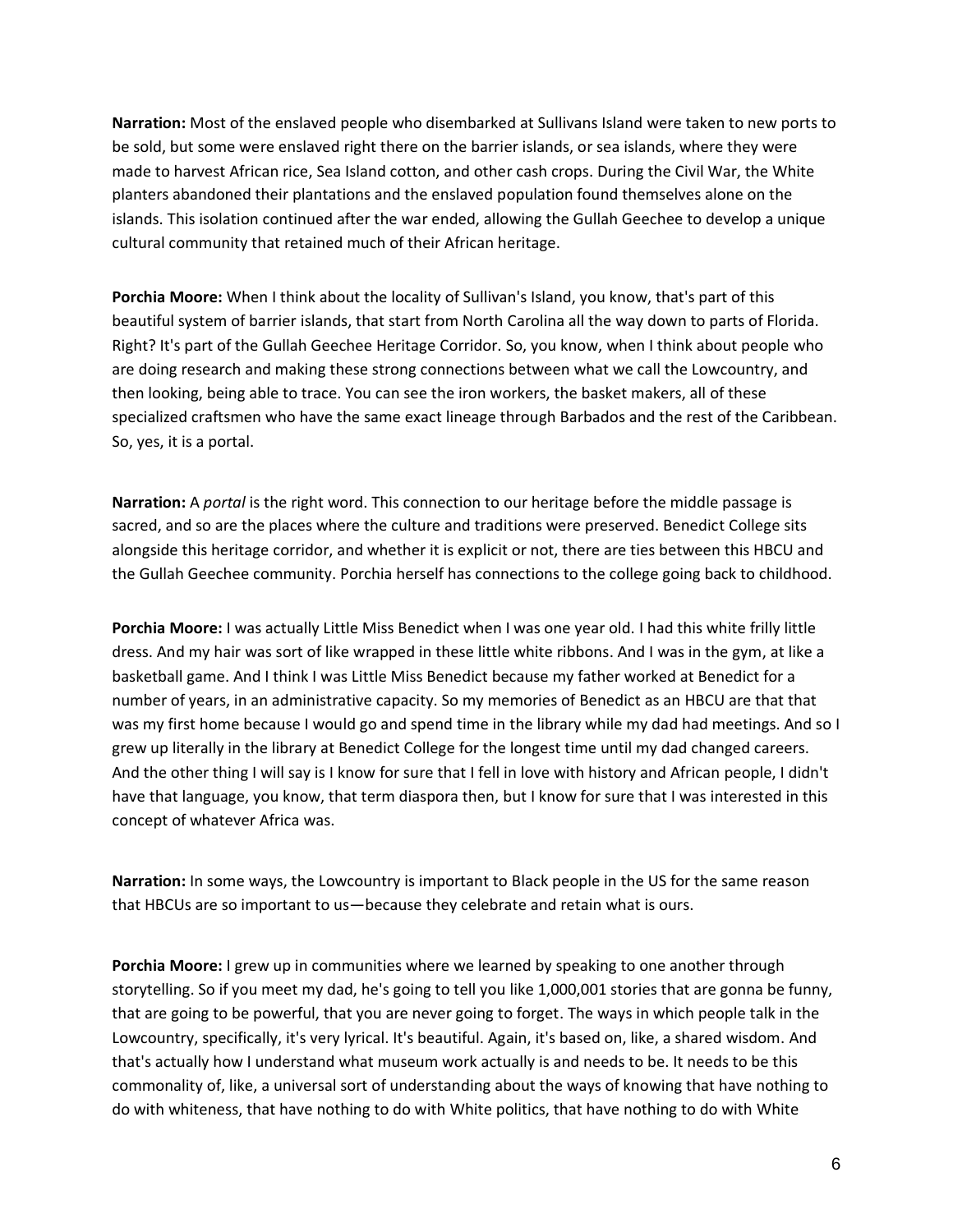**Narration:** Most of the enslaved people who disembarked at Sullivans Island were taken to new ports to be sold, but some were enslaved right there on the barrier islands, or sea islands, where they were made to harvest African rice, Sea Island cotton, and other cash crops. During the Civil War, the White planters abandoned their plantations and the enslaved population found themselves alone on the islands. This isolation continued after the war ended, allowing the Gullah Geechee to develop a unique cultural community that retained much of their African heritage.

**Porchia Moore:** When I think about the locality of Sullivan's Island, you know, that's part of this beautiful system of barrier islands, that start from North Carolina all the way down to parts of Florida. Right? It's part of the Gullah Geechee Heritage Corridor. So, you know, when I think about people who are doing research and making these strong connections between what we call the Lowcountry, and then looking, being able to trace. You can see the iron workers, the basket makers, all of these specialized craftsmen who have the same exact lineage through Barbados and the rest of the Caribbean. So, yes, it is a portal.

**Narration:** A *portal* is the right word. This connection to our heritage before the middle passage is sacred, and so are the places where the culture and traditions were preserved. Benedict College sits alongside this heritage corridor, and whether it is explicit or not, there are ties between this HBCU and the Gullah Geechee community. Porchia herself has connections to the college going back to childhood.

**Porchia Moore:** I was actually Little Miss Benedict when I was one year old. I had this white frilly little dress. And my hair was sort of like wrapped in these little white ribbons. And I was in the gym, at like a basketball game. And I think I was Little Miss Benedict because my father worked at Benedict for a number of years, in an administrative capacity. So my memories of Benedict as an HBCU are that that was my first home because I would go and spend time in the library while my dad had meetings. And so I grew up literally in the library at Benedict College for the longest time until my dad changed careers. And the other thing I will say is I know for sure that I fell in love with history and African people, I didn't have that language, you know, that term diaspora then, but I know for sure that I was interested in this concept of whatever Africa was.

**Narration:** In some ways, the Lowcountry is important to Black people in the US for the same reason that HBCUs are so important to us—because they celebrate and retain what is ours.

**Porchia Moore:** I grew up in communities where we learned by speaking to one another through storytelling. So if you meet my dad, he's going to tell you like 1,000,001 stories that are gonna be funny, that are going to be powerful, that you are never going to forget. The ways in which people talk in the Lowcountry, specifically, it's very lyrical. It's beautiful. Again, it's based on, like, a shared wisdom. And that's actually how I understand what museum work actually is and needs to be. It needs to be this commonality of, like, a universal sort of understanding about the ways of knowing that have nothing to do with whiteness, that have nothing to do with White politics, that have nothing to do with White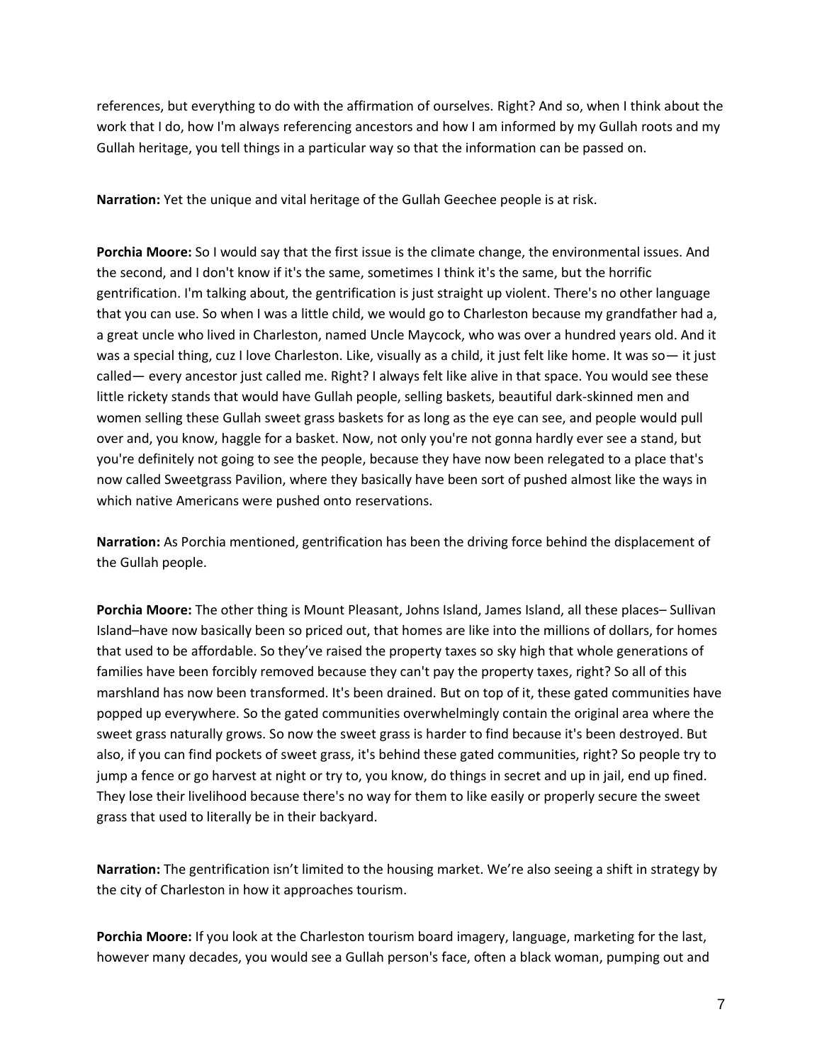references, but everything to do with the affirmation of ourselves. Right? And so, when I think about the work that I do, how I'm always referencing ancestors and how I am informed by my Gullah roots and my Gullah heritage, you tell things in a particular way so that the information can be passed on.

**Narration:** Yet the unique and vital heritage of the Gullah Geechee people is at risk.

**Porchia Moore:** So I would say that the first issue is the climate change, the environmental issues. And the second, and I don't know if it's the same, sometimes I think it's the same, but the horrific gentrification. I'm talking about, the gentrification is just straight up violent. There's no other language that you can use. So when I was a little child, we would go to Charleston because my grandfather had a, a great uncle who lived in Charleston, named Uncle Maycock, who was over a hundred years old. And it was a special thing, cuz I love Charleston. Like, visually as a child, it just felt like home. It was so— it just called— every ancestor just called me. Right? I always felt like alive in that space. You would see these little rickety stands that would have Gullah people, selling baskets, beautiful dark-skinned men and women selling these Gullah sweet grass baskets for as long as the eye can see, and people would pull over and, you know, haggle for a basket. Now, not only you're not gonna hardly ever see a stand, but you're definitely not going to see the people, because they have now been relegated to a place that's now called Sweetgrass Pavilion, where they basically have been sort of pushed almost like the ways in which native Americans were pushed onto reservations.

**Narration:** As Porchia mentioned, gentrification has been the driving force behind the displacement of the Gullah people.

**Porchia Moore:** The other thing is Mount Pleasant, Johns Island, James Island, all these places– Sullivan Island–have now basically been so priced out, that homes are like into the millions of dollars, for homes that used to be affordable. So they've raised the property taxes so sky high that whole generations of families have been forcibly removed because they can't pay the property taxes, right? So all of this marshland has now been transformed. It's been drained. But on top of it, these gated communities have popped up everywhere. So the gated communities overwhelmingly contain the original area where the sweet grass naturally grows. So now the sweet grass is harder to find because it's been destroyed. But also, if you can find pockets of sweet grass, it's behind these gated communities, right? So people try to jump a fence or go harvest at night or try to, you know, do things in secret and up in jail, end up fined. They lose their livelihood because there's no way for them to like easily or properly secure the sweet grass that used to literally be in their backyard.

**Narration:** The gentrification isn't limited to the housing market. We're also seeing a shift in strategy by the city of Charleston in how it approaches tourism.

**Porchia Moore:** If you look at the Charleston tourism board imagery, language, marketing for the last, however many decades, you would see a Gullah person's face, often a black woman, pumping out and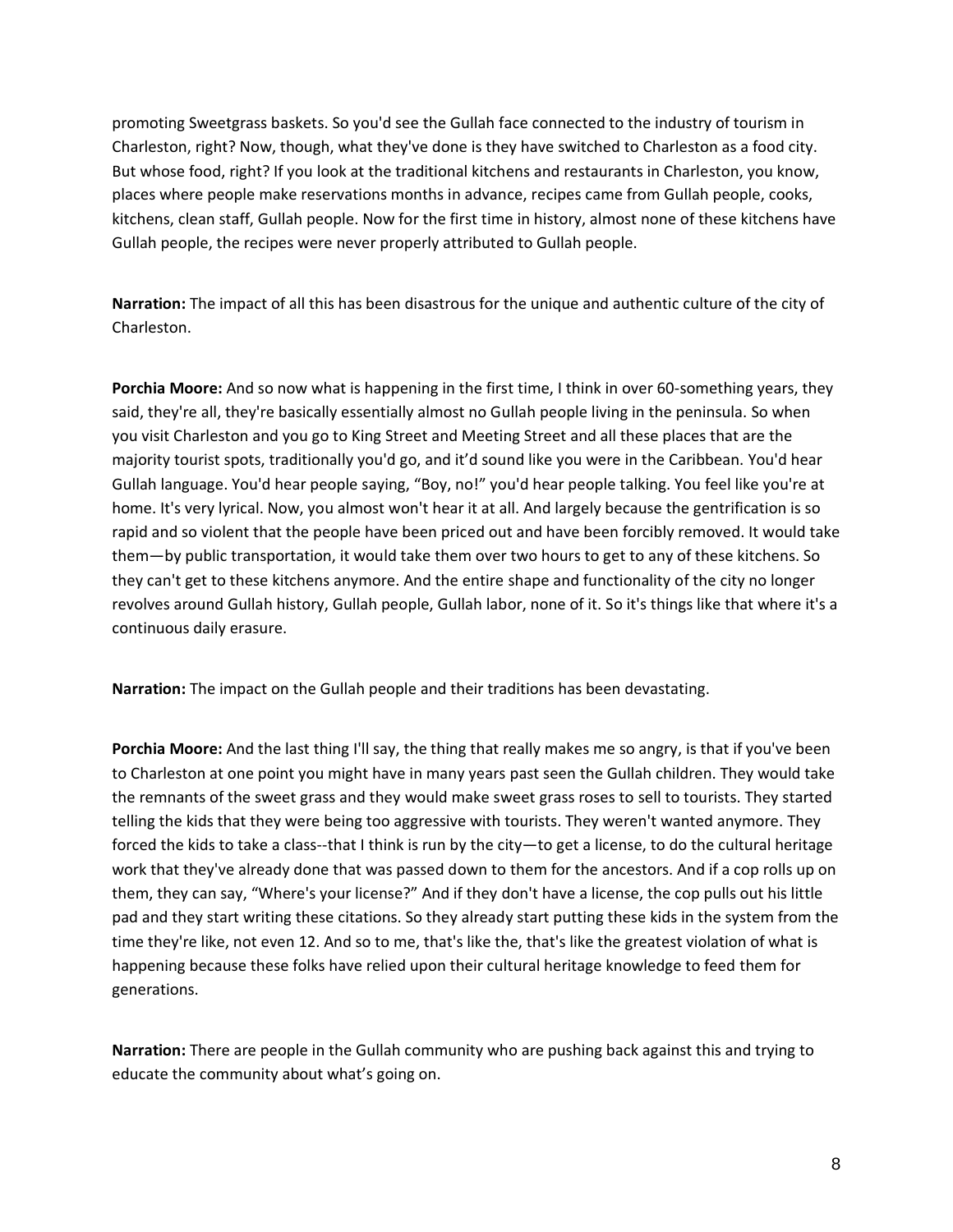promoting Sweetgrass baskets. So you'd see the Gullah face connected to the industry of tourism in Charleston, right? Now, though, what they've done is they have switched to Charleston as a food city. But whose food, right? If you look at the traditional kitchens and restaurants in Charleston, you know, places where people make reservations months in advance, recipes came from Gullah people, cooks, kitchens, clean staff, Gullah people. Now for the first time in history, almost none of these kitchens have Gullah people, the recipes were never properly attributed to Gullah people.

**Narration:** The impact of all this has been disastrous for the unique and authentic culture of the city of Charleston.

**Porchia Moore:** And so now what is happening in the first time, I think in over 60-something years, they said, they're all, they're basically essentially almost no Gullah people living in the peninsula. So when you visit Charleston and you go to King Street and Meeting Street and all these places that are the majority tourist spots, traditionally you'd go, and it'd sound like you were in the Caribbean. You'd hear Gullah language. You'd hear people saying, "Boy, no!" you'd hear people talking. You feel like you're at home. It's very lyrical. Now, you almost won't hear it at all. And largely because the gentrification is so rapid and so violent that the people have been priced out and have been forcibly removed. It would take them—by public transportation, it would take them over two hours to get to any of these kitchens. So they can't get to these kitchens anymore. And the entire shape and functionality of the city no longer revolves around Gullah history, Gullah people, Gullah labor, none of it. So it's things like that where it's a continuous daily erasure.

**Narration:** The impact on the Gullah people and their traditions has been devastating.

**Porchia Moore:** And the last thing I'll say, the thing that really makes me so angry, is that if you've been to Charleston at one point you might have in many years past seen the Gullah children. They would take the remnants of the sweet grass and they would make sweet grass roses to sell to tourists. They started telling the kids that they were being too aggressive with tourists. They weren't wanted anymore. They forced the kids to take a class--that I think is run by the city—to get a license, to do the cultural heritage work that they've already done that was passed down to them for the ancestors. And if a cop rolls up on them, they can say, "Where's your license?" And if they don't have a license, the cop pulls out his little pad and they start writing these citations. So they already start putting these kids in the system from the time they're like, not even 12. And so to me, that's like the, that's like the greatest violation of what is happening because these folks have relied upon their cultural heritage knowledge to feed them for generations.

**Narration:** There are people in the Gullah community who are pushing back against this and trying to educate the community about what's going on.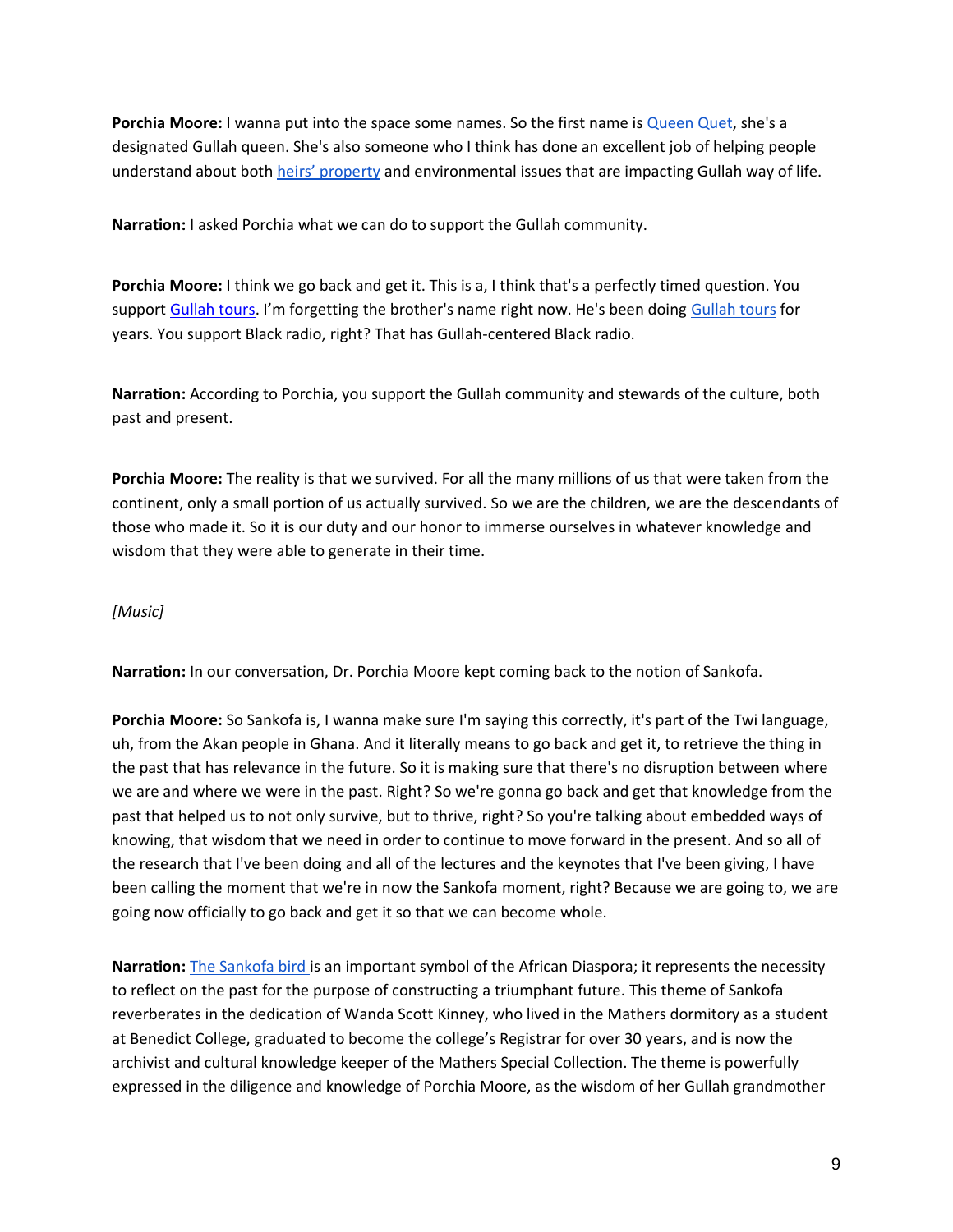**Porchia Moore:** I wanna put into the space some names. So the first name is Queen Quet, she's a designated Gullah queen. She's also someone who I think has done an excellent job of helping people understand about both heirs' property and environmental issues that are impacting Gullah way of life.

**Narration:** I asked Porchia what we can do to support the Gullah community.

**Porchia Moore:** I think we go back and get it. This is a, I think that's a perfectly timed question. You support Gullah tours. I'm forgetting the brother's name right now. He's been doing Gullah tours for years. You support Black radio, right? That has Gullah-centered Black radio.

**Narration:** According to Porchia, you support the Gullah community and stewards of the culture, both past and present.

**Porchia Moore:** The reality is that we survived. For all the many millions of us that were taken from the continent, only a small portion of us actually survived. So we are the children, we are the descendants of those who made it. So it is our duty and our honor to immerse ourselves in whatever knowledge and wisdom that they were able to generate in their time.

*[Music]*

**Narration:** In our conversation, Dr. Porchia Moore kept coming back to the notion of Sankofa.

**Porchia Moore:** So Sankofa is, I wanna make sure I'm saying this correctly, it's part of the Twi language, uh, from the Akan people in Ghana. And it literally means to go back and get it, to retrieve the thing in the past that has relevance in the future. So it is making sure that there's no disruption between where we are and where we were in the past. Right? So we're gonna go back and get that knowledge from the past that helped us to not only survive, but to thrive, right? So you're talking about embedded ways of knowing, that wisdom that we need in order to continue to move forward in the present. And so all of the research that I've been doing and all of the lectures and the keynotes that I've been giving, I have been calling the moment that we're in now the Sankofa moment, right? Because we are going to, we are going now officially to go back and get it so that we can become whole.

**Narration:** The Sankofa bird is an important symbol of the African Diaspora; it represents the necessity to reflect on the past for the purpose of constructing a triumphant future. This theme of Sankofa reverberates in the dedication of Wanda Scott Kinney, who lived in the Mathers dormitory as a student at Benedict College, graduated to become the college's Registrar for over 30 years, and is now the archivist and cultural knowledge keeper of the Mathers Special Collection. The theme is powerfully expressed in the diligence and knowledge of Porchia Moore, as the wisdom of her Gullah grandmother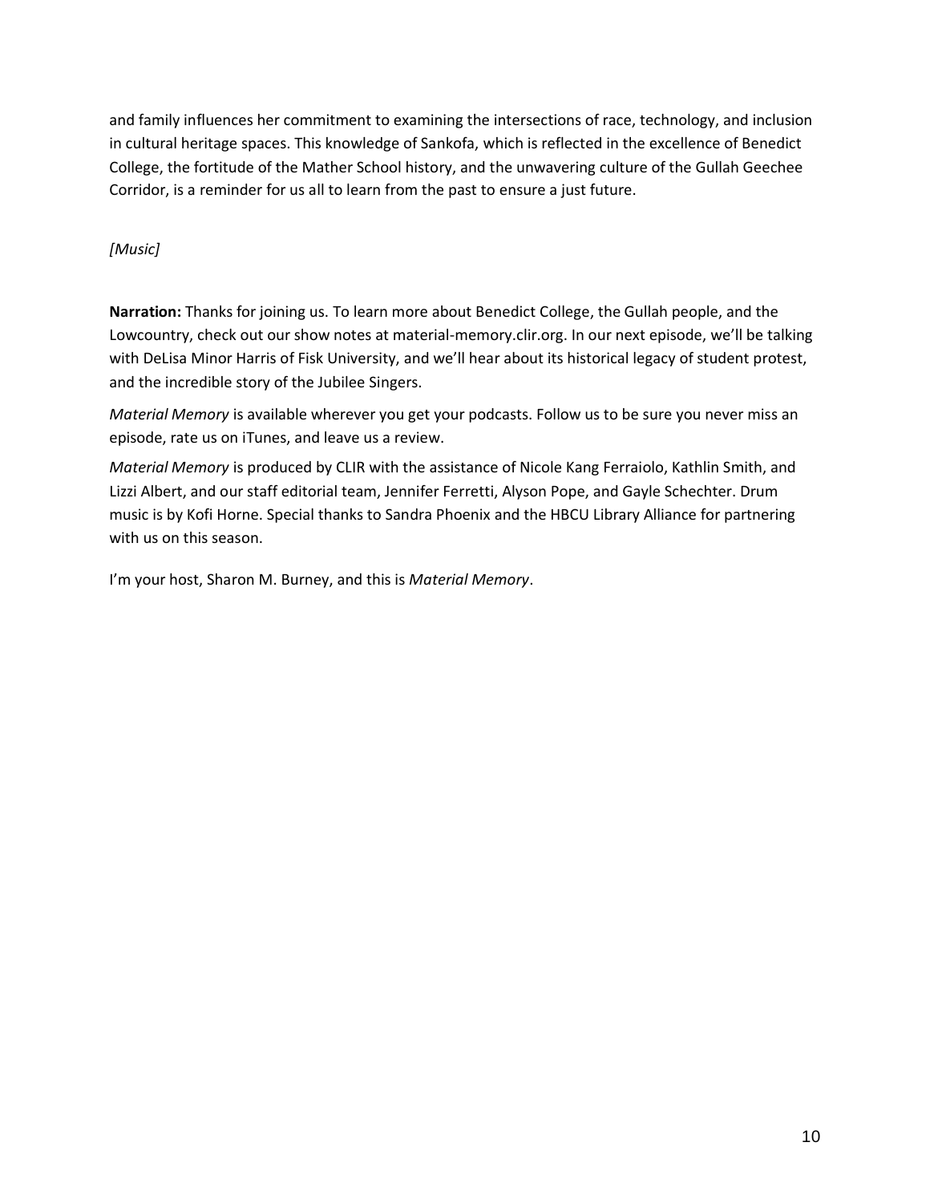and family influences her commitment to examining the intersections of race, technology, and inclusion in cultural heritage spaces. This knowledge of Sankofa, which is reflected in the excellence of Benedict College, the fortitude of the Mather School history, and the unwavering culture of the Gullah Geechee Corridor, is a reminder for us all to learn from the past to ensure a just future.

*[Music]*

**Narration:** Thanks for joining us. To learn more about Benedict College, the Gullah people, and the Lowcountry, check out our show notes at material-memory.clir.org. In our next episode, we'll be talking with DeLisa Minor Harris of Fisk University, and we'll hear about its historical legacy of student protest, and the incredible story of the Jubilee Singers.

*Material Memory* is available wherever you get your podcasts. Follow us to be sure you never miss an episode, rate us on iTunes, and leave us a review.

*Material Memory* is produced by CLIR with the assistance of Nicole Kang Ferraiolo, Kathlin Smith, and Lizzi Albert, and our staff editorial team, Jennifer Ferretti, Alyson Pope, and Gayle Schechter. Drum music is by Kofi Horne. Special thanks to Sandra Phoenix and the HBCU Library Alliance for partnering with us on this season.

I'm your host, Sharon M. Burney, and this is *Material Memory*.